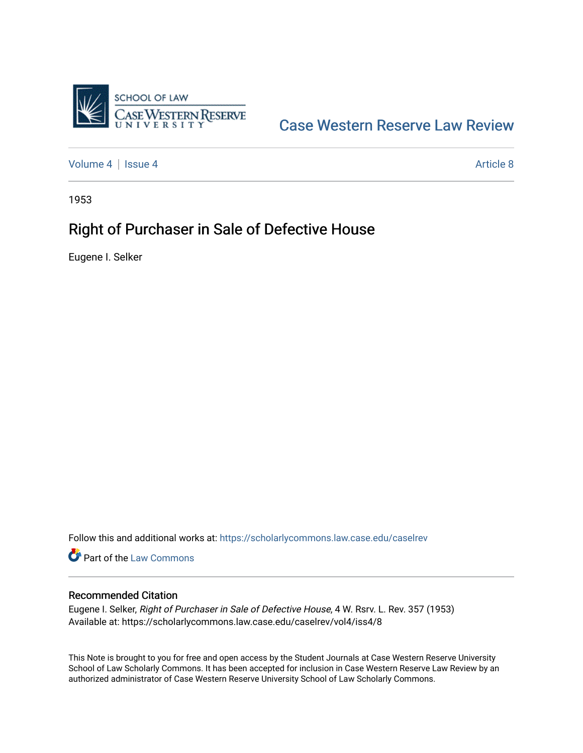Case Western Reserve Law Review

Volume 4 | Issue 4 Article 8

1953

# Right of Purchaser in Sale of Defective House

Eugene I. Selker

Follow this and additional works at: https://scholarlycommons.law.case.edu/caselrev

Part of the Law Commons

## Recommended Citation

Eugene I. Selker, *Right of Purchaser in Sale of Defective House*, 4 W. Rsrv. L. Rev. 357 (1953)
Available at: https://scholarlycommons.law.case.edu/caselrev/vol4/iss4/8

This Note is brought to you for free and open access by the Student Journals at Case Western Reserve University School of Law Scholarly Commons. It has been accepted for inclusion in Case Western Reserve Law Review by an authorized administrator of Case Western Reserve University School of Law Scholarly Commons.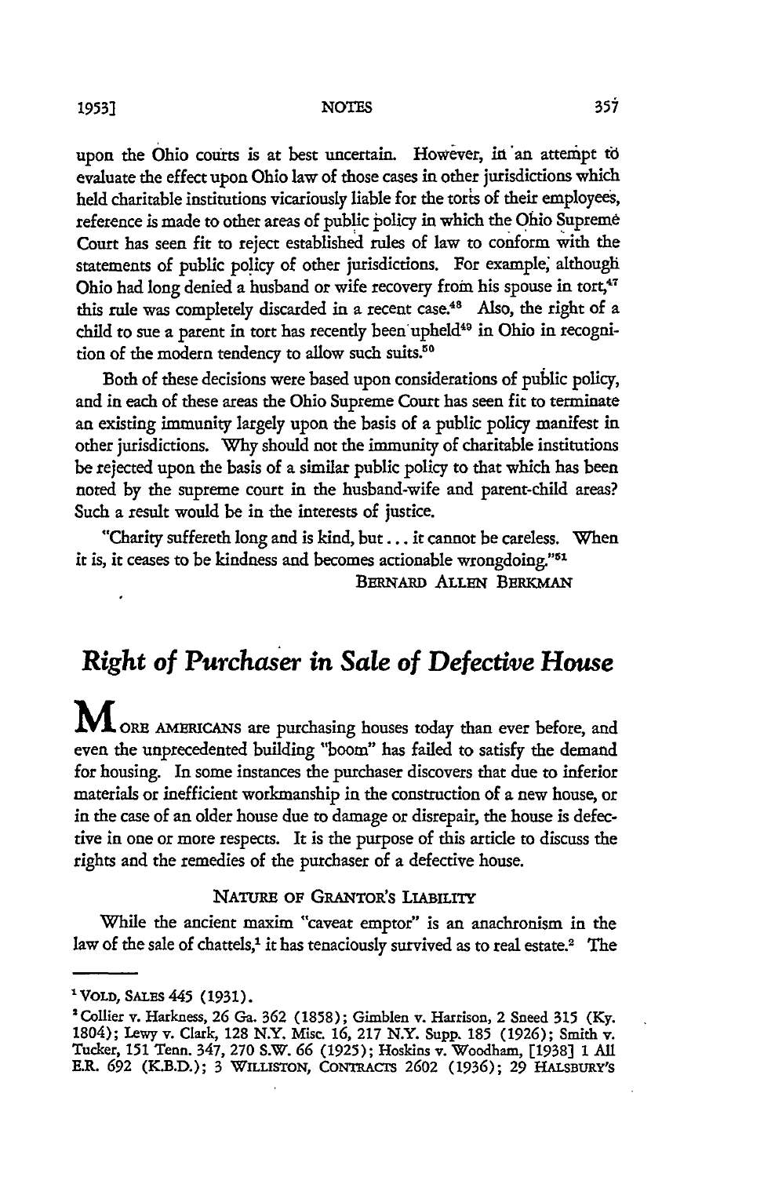upon the Ohio courts is at best uncertain. However, in an attempt to evaluate the effect upon Ohio law of those cases in other jurisdictions which held charitable institutions vicariously liable for the torts of their employees, reference is made to other areas of public policy in which the Ohio Supreme Court has seen fit to reject established rules of law to conform with the statements of public policy of other jurisdictions. For example, although Ohio had long denied a husband or wife recovery from his spouse in tort,[47] this rule was completely discarded in a recent case.[48] Also, the right of a child to sue a parent in tort has recently been upheld[49] in Ohio in recognition of the modern tendency to allow such suits.[50]

Both of these decisions were based upon considerations of public policy, and in each of these areas the Ohio Supreme Court has seen fit to terminate an existing immunity largely upon the basis of a public policy manifest in other jurisdictions. Why should not the immunity of charitable institutions be rejected upon the basis of a similar public policy to that which has been noted by the supreme court in the husband-wife and parent-child areas? Such a result would be in the interests of justice.

"Charity suffereth long and is kind, but ... it cannot be careless. When it is, it ceases to be kindness and becomes actionable wrongdoing."[51]

BERNARD ALLEN BERKMAN

# *Right of Purchaser in Sale of Defective House*

MORE AMERICANS are purchasing houses today than ever before, and even the unprecedented building "boom" has failed to satisfy the demand for housing. In some instances the purchaser discovers that due to inferior materials or inefficient workmanship in the construction of a new house, or in the case of an older house due to damage or disrepair, the house is defective in one or more respects. It is the purpose of this article to discuss the rights and the remedies of the purchaser of a defective house.

## NATURE OF GRANTOR'S LIABILITY

While the ancient maxim "caveat emptor" is an anachronism in the law of the sale of chattels,[1] it has tenaciously survived as to real estate.[2] The

---

[1] VOLD, SALES 445 (1931).

[2] Collier v. Harkness, 26 Ga. 362 (1858); Gimblen v. Harrison, 2 Sneed 315 (Ky. 1804); Lewy v. Clark, 128 N.Y. Misc. 16, 217 N.Y. Supp. 185 (1926); Smith v. Tucker, 151 Tenn. 347, 270 S.W. 66 (1925); Hoskins v. Woodham, [1938] 1 All E.R. 692 (K.B.D.); 3 WILLISTON, CONTRACTS 2602 (1936); 29 HALSBURY'S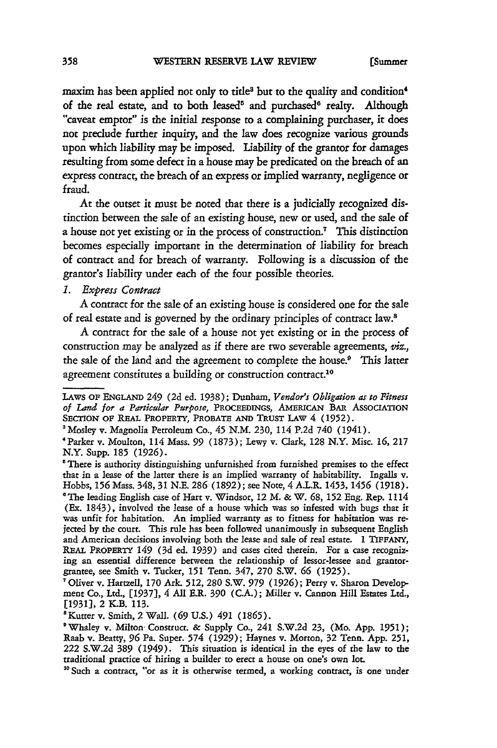maxim has been applied not only to title[3] but to the quality and condition[4] of the real estate, and to both leased[5] and purchased[6] realty. Although "caveat emptor" is the initial response to a complaining purchaser, it does not preclude further inquiry, and the law does recognize various grounds upon which liability may be imposed. Liability of the grantor for damages resulting from some defect in a house may be predicated on the breach of an express contract, the breach of an express or implied warranty, negligence or fraud.

At the outset it must be noted that there is a judicially recognized distinction between the sale of an existing house, new or used, and the sale of a house not yet existing or in the process of construction.[7] This distinction becomes especially important in the determination of liability for breach of contract and for breach of warranty. Following is a discussion of the grantor's liability under each of the four possible theories.

*1. Express Contract*

A contract for the sale of an existing house is considered one for the sale of real estate and is governed by the ordinary principles of contract law.[8]

A contract for the sale of a house not yet existing or in the process of construction may be analyzed as if there are two severable agreements, *viz.*, the sale of the land and the agreement to complete the house.[9] This latter agreement constitutes a building or construction contract.[10]

---

LAWS OF ENGLAND 249 (2d ed. 1938); Dunham, *Vendor's Obligation as to Fitness of Land for a Particular Purpose*, PROCEEDINGS, AMERICAN BAR ASSOCIATION SECTION OF REAL PROPERTY, PROBATE AND TRUST LAW 4 (1952).

[3] Mosley v. Magnolia Petroleum Co., 45 N.M. 230, 114 P.2d 740 (1941).

[4] Parker v. Moulton, 114 Mass. 99 (1873); Lewy v. Clark, 128 N.Y. Misc. 16, 217 N.Y. Supp. 185 (1926).

[5] There is authority distinguishing unfurnished from furnished premises to the effect that in a lease of the latter there is an implied warranty of habitability. Ingalls v. Hobbs, 156 Mass. 348, 31 N.E. 286 (1892); see Note, 4 A.L.R. 1453, 1456 (1918).

[6] The leading English case of Hart v. Windsor, 12 M. & W. 68, 152 Eng. Rep. 1114 (Ex. 1843), involved the lease of a house which was so infested with bugs that it was unfit for habitation. An implied warranty as to fitness for habitation was rejected by the court. This rule has been followed unanimously in subsequent English and American decisions involving both the lease and sale of real estate. 1 TIFFANY, REAL PROPERTY 149 (3d ed. 1939) and cases cited therein. For a case recognizing an essential difference between the relationship of lessor-lessee and grantor-grantee, see Smith v. Tucker, 151 Tenn. 347, 270 S.W. 66 (1925).

[7] Oliver v. Hartzell, 170 Ark. 512, 280 S.W. 979 (1926); Perry v. Sharon Development Co., Ltd., [1937], 4 All E.R. 390 (C.A.); Miller v. Cannon Hill Estates Ltd., [1931], 2 K.B. 113.

[8] Kutter v. Smith, 2 Wall. (69 U.S.) 491 (1865).

[9] Whaley v. Milton Construct. & Supply Co., 241 S.W.2d 23, (Mo. App. 1951); Raab v. Beatty, 96 Pa. Super. 574 (1929); Haynes v. Morton, 32 Tenn. App. 251, 222 S.W.2d 389 (1949). This situation is identical in the eyes of the law to the traditional practice of hiring a builder to erect a house on one's own lot.

[10] Such a contract, "or as it is otherwise termed, a working contract, is one under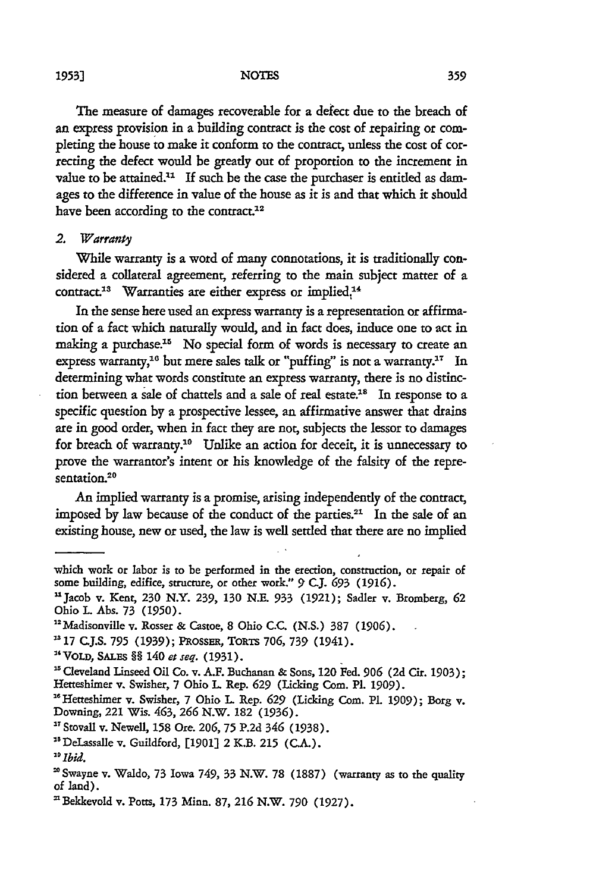The measure of damages recoverable for a defect due to the breach of an express provision in a building contract is the cost of repairing or completing the house to make it conform to the contract, unless the cost of correcting the defect would be greatly out of proportion to the increment in value to be attained.[11] If such be the case the purchaser is entitled as damages to the difference in value of the house as it is and that which it should have been according to the contract.[12]

### 2. *Warranty*

While warranty is a word of many connotations, it is traditionally considered a collateral agreement, referring to the main subject matter of a contract.[13] Warranties are either express or implied.[14]

In the sense here used an express warranty is a representation or affirmation of a fact which naturally would, and in fact does, induce one to act in making a purchase.[15] No special form of words is necessary to create an express warranty,[16] but mere sales talk or "puffing" is not a warranty.[17] In determining what words constitute an express warranty, there is no distinction between a sale of chattels and a sale of real estate.[18] In response to a specific question by a prospective lessee, an affirmative answer that drains are in good order, when in fact they are not, subjects the lessor to damages for breach of warranty.[19] Unlike an action for deceit, it is unnecessary to prove the warrantor's intent or his knowledge of the falsity of the representation.[20]

An implied warranty is a promise, arising independently of the contract, imposed by law because of the conduct of the parties.[21] In the sale of an existing house, new or used, the law is well settled that there are no implied

---

which work or labor is to be performed in the erection, construction, or repair of some building, edifice, structure, or other work." 9 C.J. 693 (1916).

[11] Jacob v. Kent, 230 N.Y. 239, 130 N.E. 933 (1921); Sadler v. Bromberg, 62 Ohio L. Abs. 73 (1950).

[12] Madisonville v. Rosser & Castoe, 8 Ohio C.C. (N.S.) 387 (1906).

[13] 17 C.J.S. 795 (1939); PROSSER, TORTS 706, 739 (1941).

[14] VOLD, SALES §§ 140 *et seq.* (1931).

[15] Cleveland Linseed Oil Co. v. A.F. Buchanan & Sons, 120 Fed. 906 (2d Cir. 1903); Hetteshimer v. Swisher, 7 Ohio L. Rep. 629 (Licking Com. Pl. 1909).

[16] Hetteshimer v. Swisher, 7 Ohio L. Rep. 629 (Licking Com. Pl. 1909); Borg v. Downing, 221 Wis. 463, 266 N.W. 182 (1936).

[17] Stovall v. Newell, 158 Ore. 206, 75 P.2d 346 (1938).

[18] DeLassalle v. Guildford, [1901] 2 K.B. 215 (C.A.).

[19] *Ibid.*

[20] Swayne v. Waldo, 73 Iowa 749, 33 N.W. 78 (1887) (warranty as to the quality of land).

[21] Bekkevold v. Potts, 173 Minn. 87, 216 N.W. 790 (1927).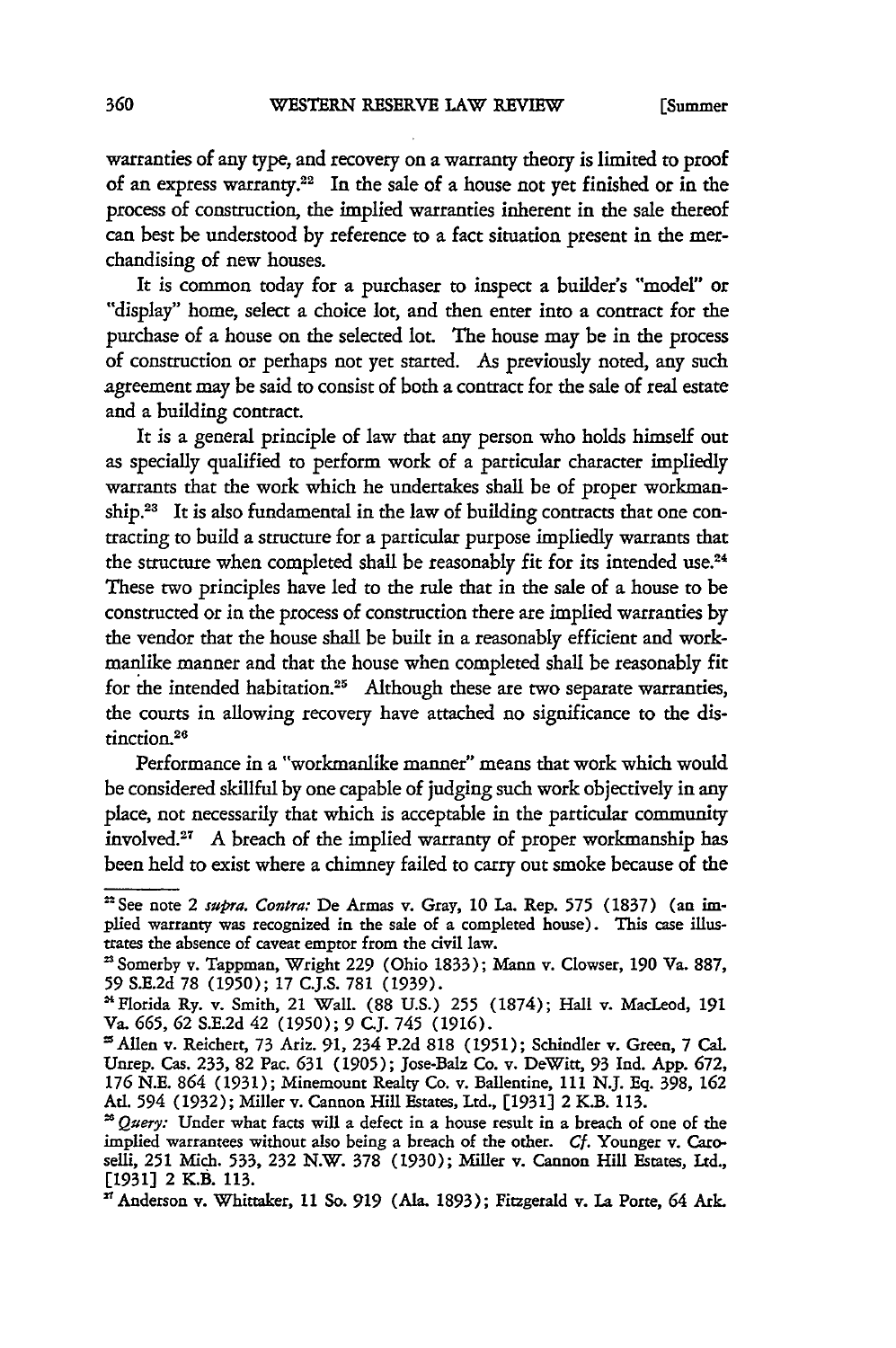warranties of any type, and recovery on a warranty theory is limited to proof of an express warranty.[22] In the sale of a house not yet finished or in the process of construction, the implied warranties inherent in the sale thereof can best be understood by reference to a fact situation present in the merchandising of new houses.

It is common today for a purchaser to inspect a builder's "model" or "display" home, select a choice lot, and then enter into a contract for the purchase of a house on the selected lot. The house may be in the process of construction or perhaps not yet started. As previously noted, any such agreement may be said to consist of both a contract for the sale of real estate and a building contract.

It is a general principle of law that any person who holds himself out as specially qualified to perform work of a particular character impliedly warrants that the work which he undertakes shall be of proper workmanship.[23] It is also fundamental in the law of building contracts that one contracting to build a structure for a particular purpose impliedly warrants that the structure when completed shall be reasonably fit for its intended use.[24] These two principles have led to the rule that in the sale of a house to be constructed or in the process of construction there are implied warranties by the vendor that the house shall be built in a reasonably efficient and workmanlike manner and that the house when completed shall be reasonably fit for the intended habitation.[25] Although these are two separate warranties, the courts in allowing recovery have attached no significance to the distinction.[26]

Performance in a "workmanlike manner" means that work which would be considered skillful by one capable of judging such work objectively in any place, not necessarily that which is acceptable in the particular community involved.[27] A breach of the implied warranty of proper workmanship has been held to exist where a chimney failed to carry out smoke because of the

---

[22] See note 2 *supra*. *Contra:* De Armas v. Gray, 10 La. Rep. 575 (1837) (an implied warranty was recognized in the sale of a completed house). This case illustrates the absence of caveat emptor from the civil law.

[23] Somerby v. Tappman, Wright 229 (Ohio 1833); Mann v. Clowser, 190 Va. 887, 59 S.E.2d 78 (1950); 17 C.J.S. 781 (1939).

[24] Florida Ry. v. Smith, 21 Wall. (88 U.S.) 255 (1874); Hall v. MacLeod, 191 Va. 665, 62 S.E.2d 42 (1950); 9 C.J. 745 (1916).

[25] Allen v. Reichert, 73 Ariz. 91, 234 P.2d 818 (1951); Schindler v. Green, 7 Cal. Unrep. Cas. 233, 82 Pac. 631 (1905); Jose-Balz Co. v. DeWitt, 93 Ind. App. 672, 176 N.E. 864 (1931); Minemount Realty Co. v. Ballentine, 111 N.J. Eq. 398, 162 Atl. 594 (1932); Miller v. Cannon Hill Estates, Ltd., [1931] 2 K.B. 113.

[26] *Query:* Under what facts will a defect in a house result in a breach of one of the implied warrantees without also being a breach of the other. *Cf.* Younger v. Caroselli, 251 Mich. 533, 232 N.W. 378 (1930); Miller v. Cannon Hill Estates, Ltd., [1931] 2 K.B. 113.

[27] Anderson v. Whittaker, 11 So. 919 (Ala. 1893); Fitzgerald v. La Porte, 64 Ark.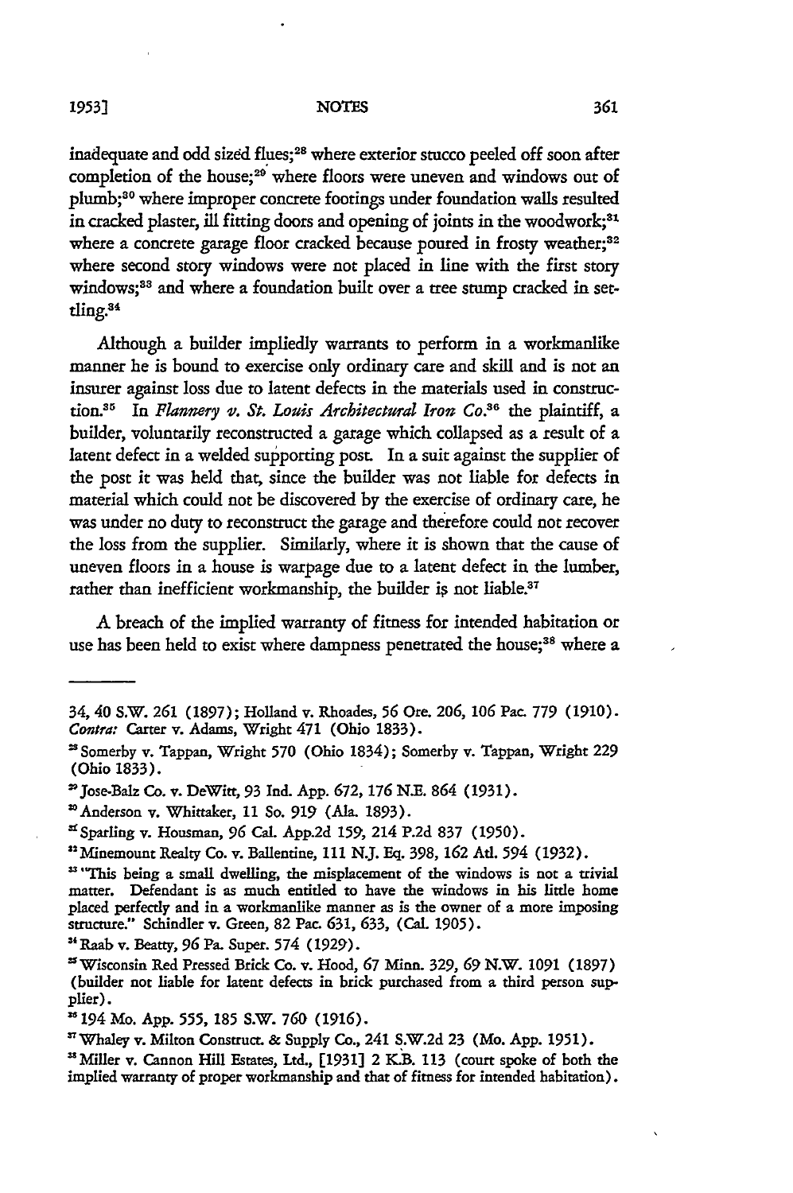inadequate and odd sized flues;[28] where exterior stucco peeled off soon after completion of the house;[29] where floors were uneven and windows out of plumb;[30] where improper concrete footings under foundation walls resulted in cracked plaster, ill fitting doors and opening of joints in the woodwork;[31] where a concrete garage floor cracked because poured in frosty weather;[32] where second story windows were not placed in line with the first story windows;[33] and where a foundation built over a tree stump cracked in settling.[34]

Although a builder impliedly warrants to perform in a workmanlike manner he is bound to exercise only ordinary care and skill and is not an insurer against loss due to latent defects in the materials used in construction.[35] In *Flannery v. St. Louis Architectural Iron Co.*[36] the plaintiff, a builder, voluntarily reconstructed a garage which collapsed as a result of a latent defect in a welded supporting post. In a suit against the supplier of the post it was held that, since the builder was not liable for defects in material which could not be discovered by the exercise of ordinary care, he was under no duty to reconstruct the garage and therefore could not recover the loss from the supplier. Similarly, where it is shown that the cause of uneven floors in a house is warpage due to a latent defect in the lumber, rather than inefficient workmanship, the builder is not liable.[37]

A breach of the implied warranty of fitness for intended habitation or use has been held to exist where dampness penetrated the house;[38] where a

---

34, 40 S.W. 261 (1897); Holland v. Rhoades, 56 Ore. 206, 106 Pac. 779 (1910). *Contra:* Carter v. Adams, Wright 471 (Ohio 1833).

[28] Somerby v. Tappan, Wright 570 (Ohio 1834); Somerby v. Tappan, Wright 229 (Ohio 1833).

[29] Jose-Balz Co. v. DeWitt, 93 Ind. App. 672, 176 N.E. 864 (1931).

[30] Anderson v. Whittaker, 11 So. 919 (Ala. 1893).

[31] Sparling v. Housman, 96 Cal. App.2d 159, 214 P.2d 837 (1950).

[32] Minemount Realty Co. v. Ballentine, 111 N.J. Eq. 398, 162 Atl. 594 (1932).

[33] "This being a small dwelling, the misplacement of the windows is not a trivial matter. Defendant is as much entitled to have the windows in his little home placed perfectly and in a workmanlike manner as is the owner of a more imposing structure." Schindler v. Green, 82 Pac. 631, 633, (Cal. 1905).

[34] Raab v. Beatty, 96 Pa. Super. 574 (1929).

[35] Wisconsin Red Pressed Brick Co. v. Hood, 67 Minn. 329, 69 N.W. 1091 (1897) (builder not liable for latent defects in brick purchased from a third person supplier).

[36] 194 Mo. App. 555, 185 S.W. 760 (1916).

[37] Whaley v. Milton Construct. & Supply Co., 241 S.W.2d 23 (Mo. App. 1951).

[38] Miller v. Cannon Hill Estates, Ltd., [1931] 2 K.B. 113 (court spoke of both the implied warranty of proper workmanship and that of fitness for intended habitation).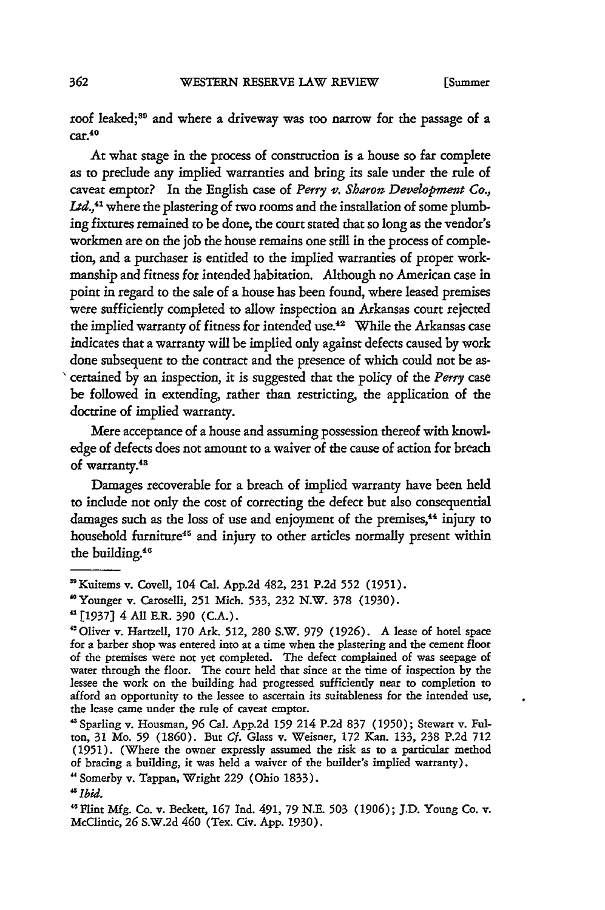roof leaked;[39] and where a driveway was too narrow for the passage of a car.[40]

At what stage in the process of construction is a house so far complete as to preclude any implied warranties and bring its sale under the rule of caveat emptor? In the English case of *Perry v. Sharon Development Co., Ltd.*,[41] where the plastering of two rooms and the installation of some plumbing fixtures remained to be done, the court stated that so long as the vendor's workmen are on the job the house remains one still in the process of completion, and a purchaser is entitled to the implied warranties of proper workmanship and fitness for intended habitation. Although no American case in point in regard to the sale of a house has been found, where leased premises were sufficiently completed to allow inspection an Arkansas court rejected the implied warranty of fitness for intended use.[42] While the Arkansas case indicates that a warranty will be implied only against defects caused by work done subsequent to the contract and the presence of which could not be ascertained by an inspection, it is suggested that the policy of the *Perry* case be followed in extending, rather than restricting, the application of the doctrine of implied warranty.

Mere acceptance of a house and assuming possession thereof with knowledge of defects does not amount to a waiver of the cause of action for breach of warranty.[43]

Damages recoverable for a breach of implied warranty have been held to include not only the cost of correcting the defect but also consequential damages such as the loss of use and enjoyment of the premises,[44] injury to household furniture[45] and injury to other articles normally present within the building.[46]

---

[39] Kuitems v. Covell, 104 Cal. App.2d 482, 231 P.2d 552 (1951).

[40] Younger v. Caroselli, 251 Mich. 533, 232 N.W. 378 (1930).

[41] [1937] 4 All E.R. 390 (C.A.).

[42] Oliver v. Hartzell, 170 Ark. 512, 280 S.W. 979 (1926). A lease of hotel space for a barber shop was entered into at a time when the plastering and the cement floor of the premises were not yet completed. The defect complained of was seepage of water through the floor. The court held that since at the time of inspection by the lessee the work on the building had progressed sufficiently near to completion to afford an opportunity to the lessee to ascertain its suitableness for the intended use, the lease came under the rule of caveat emptor.

[43] Sparling v. Housman, 96 Cal. App.2d 159 214 P.2d 837 (1950); Stewart v. Fulton, 31 Mo. 59 (1860). But *Cf.* Glass v. Weisner, 172 Kan. 133, 238 P.2d 712 (1951). (Where the owner expressly assumed the risk as to a particular method of bracing a building, it was held a waiver of the builder's implied warranty).

[44] Somerby v. Tappan, Wright 229 (Ohio 1833).

[45] *Ibid.*

[46] Flint Mfg. Co. v. Beckett, 167 Ind. 491, 79 N.E. 503 (1906); J.D. Young Co. v. McClintic, 26 S.W.2d 460 (Tex. Civ. App. 1930).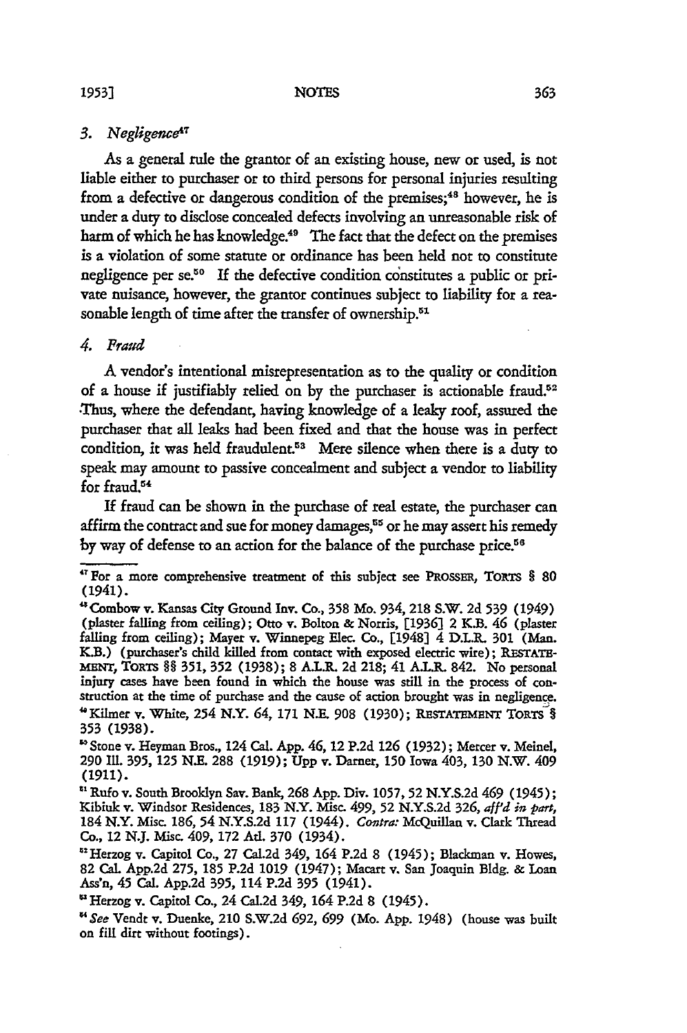### 3. *Negligence*[47]

As a general rule the grantor of an existing house, new or used, is not liable either to purchaser or to third persons for personal injuries resulting from a defective or dangerous condition of the premises;[48] however, he is under a duty to disclose concealed defects involving an unreasonable risk of harm of which he has knowledge.[49] The fact that the defect on the premises is a violation of some statute or ordinance has been held not to constitute negligence per se.[50] If the defective condition constitutes a public or private nuisance, however, the grantor continues subject to liability for a reasonable length of time after the transfer of ownership.[51]

### 4. *Fraud*

A vendor's intentional misrepresentation as to the quality or condition of a house if justifiably relied on by the purchaser is actionable fraud.[52] Thus, where the defendant, having knowledge of a leaky roof, assured the purchaser that all leaks had been fixed and that the house was in perfect condition, it was held fraudulent.[53] Mere silence when there is a duty to speak may amount to passive concealment and subject a vendor to liability for fraud.[54]

If fraud can be shown in the purchase of real estate, the purchaser can affirm the contract and sue for money damages,[55] or he may assert his remedy by way of defense to an action for the balance of the purchase price.[56]

---

[47] For a more comprehensive treatment of this subject see PROSSER, TORTS § 80 (1941).

[48] Combow v. Kansas City Ground Inv. Co., 358 Mo. 934, 218 S.W. 2d 539 (1949) (plaster falling from ceiling); Otto v. Bolton & Norris, [1936] 2 K.B. 46 (plaster falling from ceiling); Mayer v. Winnepeg Elec. Co., [1948] 4 D.L.R. 301 (Man. K.B.) (purchaser's child killed from contact with exposed electric wire); RESTATEMENT, TORTS §§ 351, 352 (1938); 8 A.L.R. 2d 218; 41 A.L.R. 842. No personal injury cases have been found in which the house was still in the process of construction at the time of purchase and the cause of action brought was in negligence.

[49] Kilmer v. White, 254 N.Y. 64, 171 N.E. 908 (1930); RESTATEMENT TORTS § 353 (1938).

[50] Stone v. Heyman Bros., 124 Cal. App. 46, 12 P.2d 126 (1932); Mercer v. Meinel, 290 Ill. 395, 125 N.E. 288 (1919); Upp v. Darner, 150 Iowa 403, 130 N.W. 409 (1911).

[51] Rufo v. South Brooklyn Sav. Bank, 268 App. Div. 1057, 52 N.Y.S.2d 469 (1945); Kibiuk v. Windsor Residences, 183 N.Y. Misc. 499, 52 N.Y.S.2d 326, *aff'd in part,* 184 N.Y. Misc. 186, 54 N.Y.S.2d 117 (1944). *Contra:* McQuillan v. Clark Thread Co., 12 N.J. Misc. 409, 172 Atl. 370 (1934).

[52] Herzog v. Capitol Co., 27 Cal.2d 349, 164 P.2d 8 (1945); Blackman v. Howes, 82 Cal. App.2d 275, 185 P.2d 1019 (1947); Macart v. San Joaquin Bldg. & Loan Ass'n, 45 Cal. App.2d 395, 114 P.2d 395 (1941).

[53] Herzog v. Capitol Co., 24 Cal.2d 349, 164 P.2d 8 (1945).

[54] *See* Vendt v. Duenke, 210 S.W.2d 692, 699 (Mo. App. 1948) (house was built on fill dirt without footings).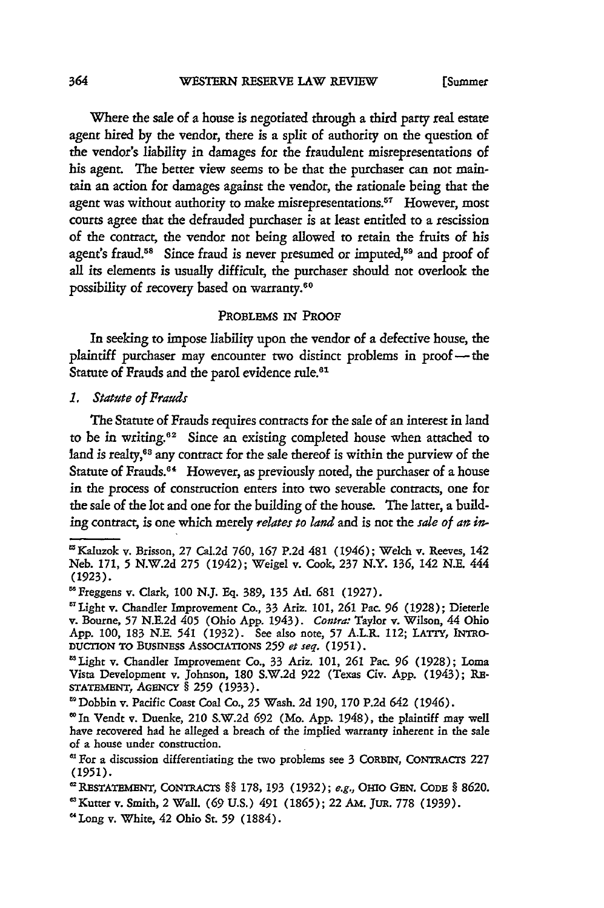Where the sale of a house is negotiated through a third party real estate agent hired by the vendor, there is a split of authority on the question of the vendor's liability in damages for the fraudulent misrepresentations of his agent. The better view seems to be that the purchaser can not maintain an action for damages against the vendor, the rationale being that the agent was without authority to make misrepresentations.[57] However, most courts agree that the defrauded purchaser is at least entitled to a rescission of the contract, the vendor not being allowed to retain the fruits of his agent's fraud.[58] Since fraud is never presumed or imputed,[59] and proof of all its elements is usually difficult, the purchaser should not overlook the possibility of recovery based on warranty.[60]

## PROBLEMS IN PROOF

In seeking to impose liability upon the vendor of a defective house, the plaintiff purchaser may encounter two distinct problems in proof — the Statute of Frauds and the parol evidence rule.[61]

### 1. *Statute of Frauds*

The Statute of Frauds requires contracts for the sale of an interest in land to be in writing.[62] Since an existing completed house when attached to land is realty,[63] any contract for the sale thereof is within the purview of the Statute of Frauds.[64] However, as previously noted, the purchaser of a house in the process of construction enters into two severable contracts, one for the sale of the lot and one for the building of the house. The latter, a building contract, is one which merely *relates to land* and is not the *sale of an in-*

---

[55] Kaluzok v. Brisson, 27 Cal.2d 760, 167 P.2d 481 (1946); Welch v. Reeves, 142 Neb. 171, 5 N.W.2d 275 (1942); Weigel v. Cook, 237 N.Y. 136, 142 N.E. 444 (1923).

[56] Freggens v. Clark, 100 N.J. Eq. 389, 135 Atl. 681 (1927).

[57] Light v. Chandler Improvement Co., 33 Ariz. 101, 261 Pac. 96 (1928); Dieterle v. Bourne, 57 N.E.2d 405 (Ohio App. 1943). *Contra:* Taylor v. Wilson, 44 Ohio App. 100, 183 N.E. 541 (1932). See also note, 57 A.L.R. 112; LATTY, INTRODUCTION TO BUSINESS ASSOCIATIONS 259 *et seq.* (1951).

[58] Light v. Chandler Improvement Co., 33 Ariz. 101, 261 Pac. 96 (1928); Loma Vista Development v. Johnson, 180 S.W.2d 922 (Texas Civ. App. (1943); RESTATEMENT, AGENCY § 259 (1933).

[59] Dobbin v. Pacific Coast Coal Co., 25 Wash. 2d 190, 170 P.2d 642 (1946).

[60] In Vendt v. Duenke, 210 S.W.2d 692 (Mo. App. 1948), the plaintiff may well have recovered had he alleged a breach of the implied warranty inherent in the sale of a house under construction.

[61] For a discussion differentiating the two problems see 3 CORBIN, CONTRACTS 227 (1951).

[62] RESTATEMENT, CONTRACTS §§ 178, 193 (1932); *e.g.,* OHIO GEN. CODE § 8620.

[63] Kutter v. Smith, 2 Wall. (69 U.S.) 491 (1865); 22 AM. JUR. 778 (1939).

[64] Long v. White, 42 Ohio St. 59 (1884).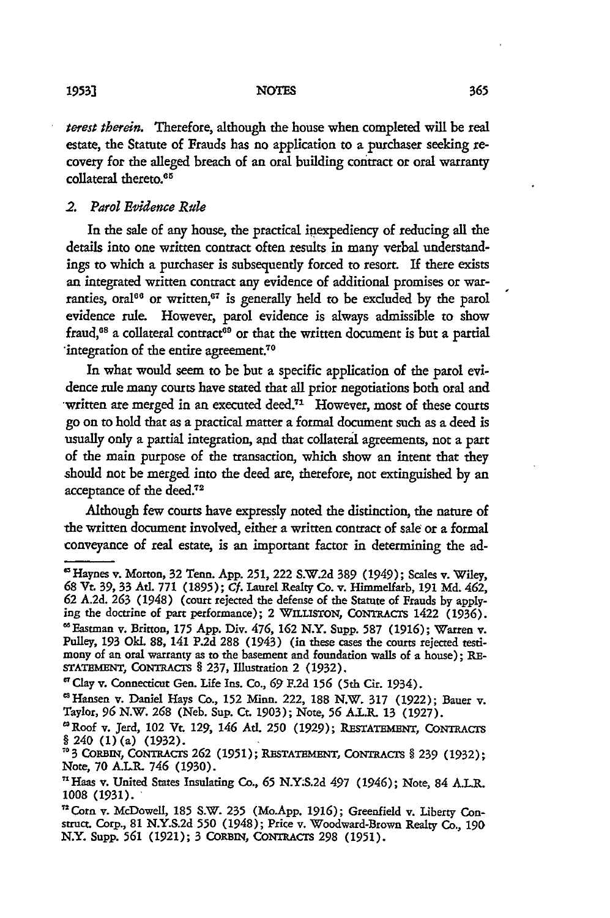*terest therein*. Therefore, although the house when completed will be real estate, the Statute of Frauds has no application to a purchaser seeking recovery for the alleged breach of an oral building contract or oral warranty collateral thereto.[65]

### *2. Parol Evidence Rule*

In the sale of any house, the practical inexpediency of reducing all the details into one written contract often results in many verbal understandings to which a purchaser is subsequently forced to resort. If there exists an integrated written contract any evidence of additional promises or warranties, oral[66] or written,[67] is generally held to be excluded by the parol evidence rule. However, parol evidence is always admissible to show fraud,[68] a collateral contract[69] or that the written document is but a partial integration of the entire agreement.[70]

In what would seem to be but a specific application of the parol evidence rule many courts have stated that all prior negotiations both oral and written are merged in an executed deed.[71] However, most of these courts go on to hold that as a practical matter a formal document such as a deed is usually only a partial integration, and that collateral agreements, not a part of the main purpose of the transaction, which show an intent that they should not be merged into the deed are, therefore, not extinguished by an acceptance of the deed.[72]

Although few courts have expressly noted the distinction, the nature of the written document involved, either a written contract of sale or a formal conveyance of real estate, is an important factor in determining the ad-

---

[65] Haynes v. Morton, 32 Tenn. App. 251, 222 S.W.2d 389 (1949); Scales v. Wiley, 68 Vt. 39, 33 Atl. 771 (1895); *Cf.* Laurel Realty Co. v. Himmelfarb, 191 Md. 462, 62 A.2d. 263 (1948) (court rejected the defense of the Statute of Frauds by applying the doctrine of part performance); 2 WILLISTON, CONTRACTS 1422 (1936).

[66] Eastman v. Britton, 175 App. Div. 476, 162 N.Y. Supp. 587 (1916); Warren v. Pulley, 193 Okl. 88, 141 P.2d 288 (1943) (in these cases the courts rejected testimony of an oral warranty as to the basement and foundation walls of a house); RESTATEMENT, CONTRACTS § 237, Illustration 2 (1932).

[67] Clay v. Connecticut Gen. Life Ins. Co., 69 F.2d 156 (5th Cir. 1934).

[68] Hansen v. Daniel Hays Co., 152 Minn. 222, 188 N.W. 317 (1922); Bauer v. Taylor, 96 N.W. 268 (Neb. Sup. Ct. 1903); Note, 56 A.L.R. 13 (1927).

[69] Roof v. Jerd, 102 Vt. 129, 146 Atl. 250 (1929); RESTATEMENT, CONTRACTS § 240 (1) (a) (1932).

[70] 3 CORBIN, CONTRACTS 262 (1951); RESTATEMENT, CONTRACTS § 239 (1932); Note, 70 A.L.R. 746 (1930).

[71] Haas v. United States Insulating Co., 65 N.Y.S.2d 497 (1946); Note, 84 A.L.R. 1008 (1931).

[72] Corn v. McDowell, 185 S.W. 235 (Mo.App. 1916); Greenfield v. Liberty Construct. Corp., 81 N.Y.S.2d 550 (1948); Price v. Woodward-Brown Realty Co., 190 N.Y. Supp. 561 (1921); 3 CORBIN, CONTRACTS 298 (1951).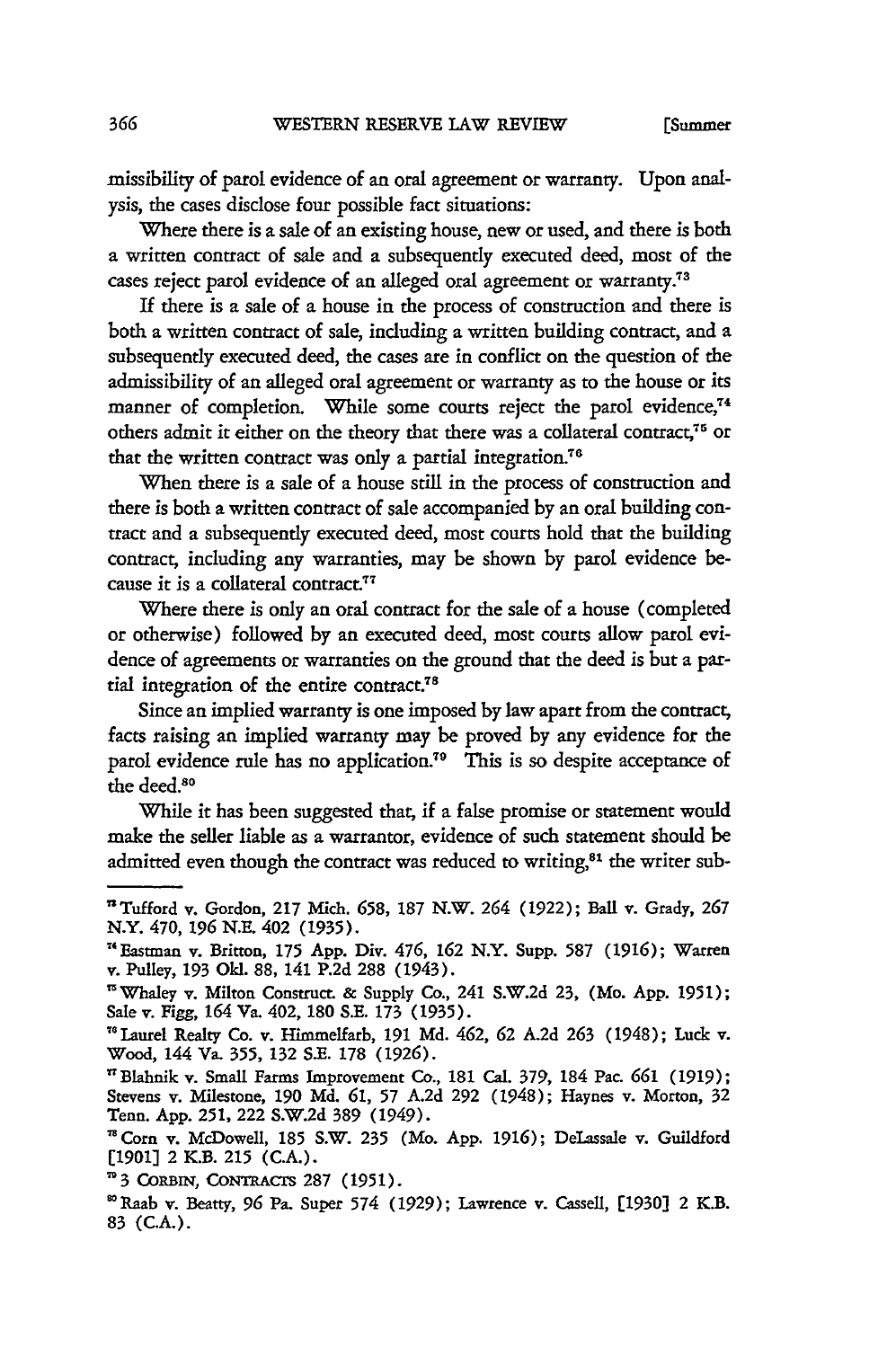missibility of parol evidence of an oral agreement or warranty. Upon analysis, the cases disclose four possible fact situations:

Where there is a sale of an existing house, new or used, and there is both a written contract of sale and a subsequently executed deed, most of the cases reject parol evidence of an alleged oral agreement or warranty.[73]

If there is a sale of a house in the process of construction and there is both a written contract of sale, including a written building contract, and a subsequently executed deed, the cases are in conflict on the question of the admissibility of an alleged oral agreement or warranty as to the house or its manner of completion. While some courts reject the parol evidence,[74] others admit it either on the theory that there was a collateral contract,[75] or that the written contract was only a partial integration.[76]

When there is a sale of a house still in the process of construction and there is both a written contract of sale accompanied by an oral building contract and a subsequently executed deed, most courts hold that the building contract, including any warranties, may be shown by parol evidence because it is a collateral contract.[77]

Where there is only an oral contract for the sale of a house (completed or otherwise) followed by an executed deed, most courts allow parol evidence of agreements or warranties on the ground that the deed is but a partial integration of the entire contract.[78]

Since an implied warranty is one imposed by law apart from the contract, facts raising an implied warranty may be proved by any evidence for the parol evidence rule has no application.[79] This is so despite acceptance of the deed.[80]

While it has been suggested that, if a false promise or statement would make the seller liable as a warrantor, evidence of such statement should be admitted even though the contract was reduced to writing,[81] the writer sub-

---

[73] Tufford v. Gordon, 217 Mich. 658, 187 N.W. 264 (1922); Ball v. Grady, 267 N.Y. 470, 196 N.E. 402 (1935).

[74] Eastman v. Britton, 175 App. Div. 476, 162 N.Y. Supp. 587 (1916); Warren v. Pulley, 193 Okl. 88, 141 P.2d 288 (1943).

[75] Whaley v. Milton Construct. & Supply Co., 241 S.W.2d 23, (Mo. App. 1951); Sale v. Figg, 164 Va. 402, 180 S.E. 173 (1935).

[76] Laurel Realty Co. v. Himmelfarb, 191 Md. 462, 62 A.2d 263 (1948); Luck v. Wood, 144 Va. 355, 132 S.E. 178 (1926).

[77] Blahnik v. Small Farms Improvement Co., 181 Cal. 379, 184 Pac. 661 (1919); Stevens v. Milestone, 190 Md. 61, 57 A.2d 292 (1948); Haynes v. Morton, 32 Tenn. App. 251, 222 S.W.2d 389 (1949).

[78] Corn v. McDowell, 185 S.W. 235 (Mo. App. 1916); DeLassale v. Guildford [1901] 2 K.B. 215 (C.A.).

[79] 3 CORBIN, CONTRACTS 287 (1951).

[80] Raab v. Beatty, 96 Pa. Super 574 (1929); Lawrence v. Cassell, [1930] 2 K.B. 83 (C.A.).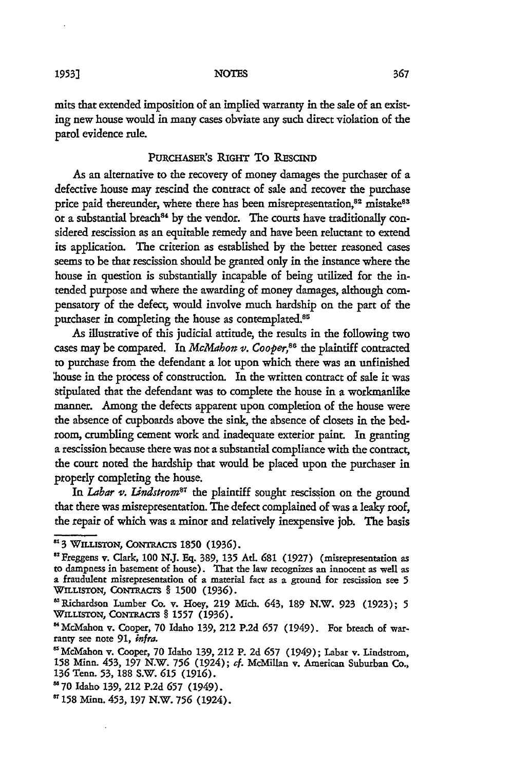mits that extended imposition of an implied warranty in the sale of an existing new house would in many cases obviate any such direct violation of the parol evidence rule.

## PURCHASER'S RIGHT TO RESCIND

As an alternative to the recovery of money damages the purchaser of a defective house may rescind the contract of sale and recover the purchase price paid thereunder, where there has been misrepresentation,[82] mistake[83] or a substantial breach[84] by the vendor. The courts have traditionally considered rescission as an equitable remedy and have been reluctant to extend its application. The criterion as established by the better reasoned cases seems to be that rescission should be granted only in the instance where the house in question is substantially incapable of being utilized for the intended purpose and where the awarding of money damages, although compensatory of the defect, would involve much hardship on the part of the purchaser in completing the house as contemplated.[85]

As illustrative of this judicial attitude, the results in the following two cases may be compared. In *McMahon v. Cooper*,[86] the plaintiff contracted to purchase from the defendant a lot upon which there was an unfinished house in the process of construction. In the written contract of sale it was stipulated that the defendant was to complete the house in a workmanlike manner. Among the defects apparent upon completion of the house were the absence of cupboards above the sink, the absence of closets in the bedroom, crumbling cement work and inadequate exterior paint. In granting a rescission because there was not a substantial compliance with the contract, the court noted the hardship that would be placed upon the purchaser in properly completing the house.

In *Labar v. Lindstrom*[87] the plaintiff sought rescission on the ground that there was misrepresentation. The defect complained of was a leaky roof, the repair of which was a minor and relatively inexpensive job. The basis

---

[81] 3 WILLISTON, CONTRACTS 1850 (1936).

[82] Freggens v. Clark, 100 N.J. Eq. 389, 135 Atl. 681 (1927) (misrepresentation as to dampness in basement of house). That the law recognizes an innocent as well as a fraudulent misrepresentation of a material fact as a ground for rescission see 5 WILLISTON, CONTRACTS § 1500 (1936).

[83] Richardson Lumber Co. v. Hoey, 219 Mich. 643, 189 N.W. 923 (1923); 5 WILLISTON, CONTRACTS § 1557 (1936).

[84] McMahon v. Cooper, 70 Idaho 139, 212 P.2d 657 (1949). For breach of warranty see note 91, *infra*.

[85] McMahon v. Cooper, 70 Idaho 139, 212 P. 2d 657 (1949); Labar v. Lindstrom, 158 Minn. 453, 197 N.W. 756 (1924); *cf.* McMillan v. American Suburban Co., 136 Tenn. 53, 188 S.W. 615 (1916).

[86] 70 Idaho 139, 212 P.2d 657 (1949).

[87] 158 Minn. 453, 197 N.W. 756 (1924).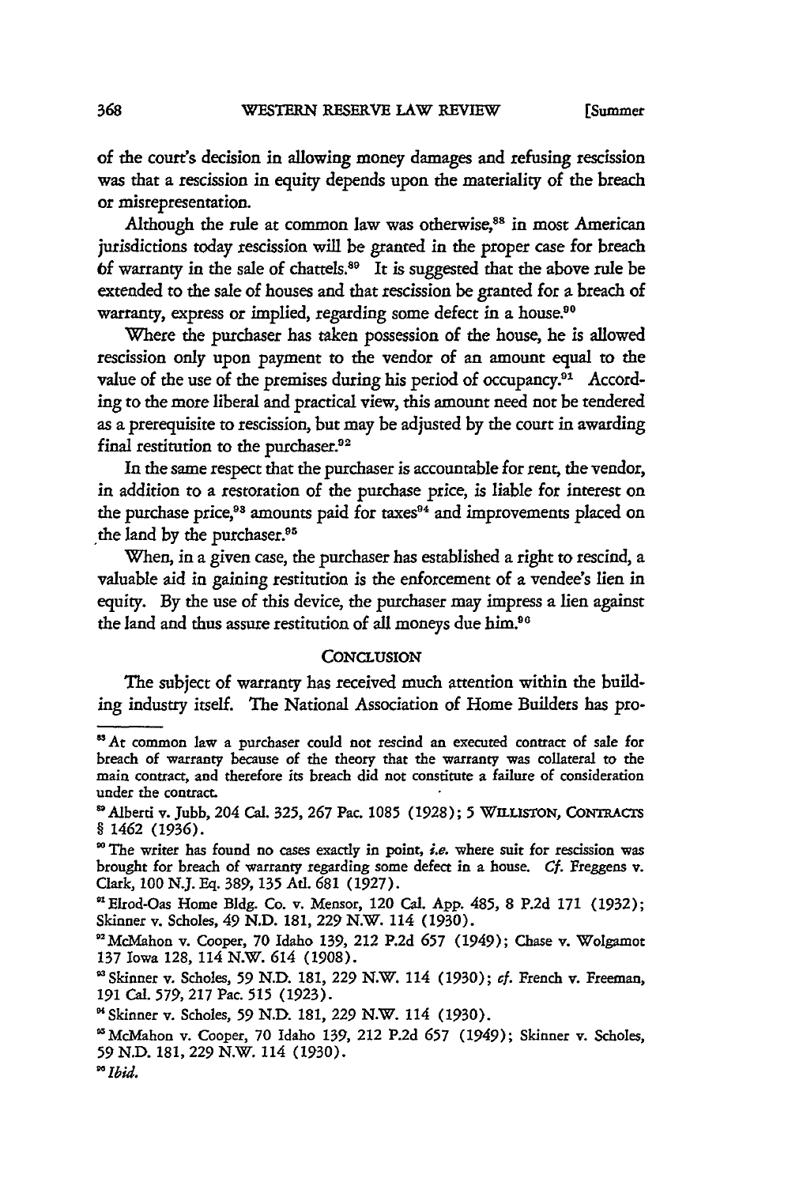of the court's decision in allowing money damages and refusing rescission was that a rescission in equity depends upon the materiality of the breach or misrepresentation.

Although the rule at common law was otherwise,[88] in most American jurisdictions today rescission will be granted in the proper case for breach of warranty in the sale of chattels.[89] It is suggested that the above rule be extended to the sale of houses and that rescission be granted for a breach of warranty, express or implied, regarding some defect in a house.[90]

Where the purchaser has taken possession of the house, he is allowed rescission only upon payment to the vendor of an amount equal to the value of the use of the premises during his period of occupancy.[91] According to the more liberal and practical view, this amount need not be tendered as a prerequisite to rescission, but may be adjusted by the court in awarding final restitution to the purchaser.[92]

In the same respect that the purchaser is accountable for rent, the vendor, in addition to a restoration of the purchase price, is liable for interest on the purchase price,[93] amounts paid for taxes[94] and improvements placed on the land by the purchaser.[95]

When, in a given case, the purchaser has established a right to rescind, a valuable aid in gaining restitution is the enforcement of a vendee's lien in equity. By the use of this device, the purchaser may impress a lien against the land and thus assure restitution of all moneys due him.[96]

## CONCLUSION

The subject of warranty has received much attention within the building industry itself. The National Association of Home Builders has pro-

---

[88] At common law a purchaser could not rescind an executed contract of sale for breach of warranty because of the theory that the warranty was collateral to the main contract, and therefore its breach did not constitute a failure of consideration under the contract.

[89] Alberti v. Jubb, 204 Cal. 325, 267 Pac. 1085 (1928); 5 WILLISTON, CONTRACTS § 1462 (1936).

[90] The writer has found no cases exactly in point, *i.e.* where suit for rescission was brought for breach of warranty regarding some defect in a house. *Cf.* Freggens v. Clark, 100 N.J. Eq. 389, 135 Atl. 681 (1927).

[91] Elrod-Oas Home Bldg. Co. v. Mensor, 120 Cal. App. 485, 8 P.2d 171 (1932); Skinner v. Scholes, 49 N.D. 181, 229 N.W. 114 (1930).

[92] McMahon v. Cooper, 70 Idaho 139, 212 P.2d 657 (1949); Chase v. Wolgamot 137 Iowa 128, 114 N.W. 614 (1908).

[93] Skinner v. Scholes, 59 N.D. 181, 229 N.W. 114 (1930); *cf.* French v. Freeman, 191 Cal. 579, 217 Pac. 515 (1923).

[94] Skinner v. Scholes, 59 N.D. 181, 229 N.W. 114 (1930).

[95] McMahon v. Cooper, 70 Idaho 139, 212 P.2d 657 (1949); Skinner v. Scholes, 59 N.D. 181, 229 N.W. 114 (1930).

[96] *Ibid.*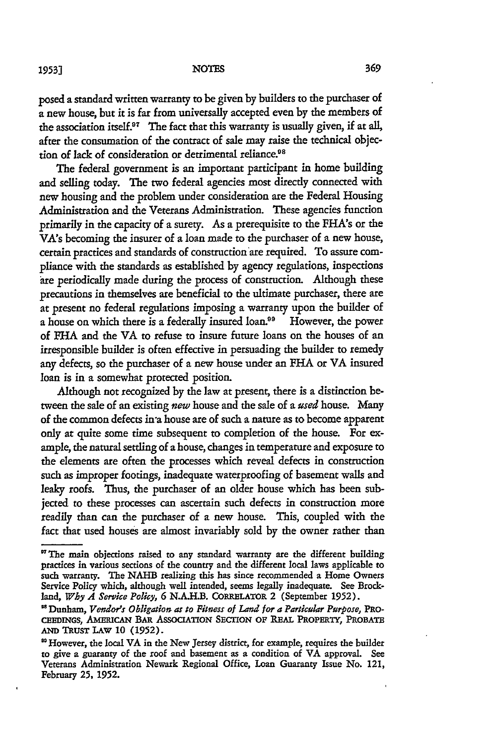posed a standard written warranty to be given by builders to the purchaser of a new house, but it is far from universally accepted even by the members of the association itself.[97] The fact that this warranty is usually given, if at all, after the consumation of the contract of sale may raise the technical objection of lack of consideration or detrimental reliance.[98]

The federal government is an important participant in home building and selling today. The two federal agencies most directly connected with new housing and the problem under consideration are the Federal Housing Administration and the Veterans Administration. These agencies function primarily in the capacity of a surety. As a prerequisite to the FHA's or the VA's becoming the insurer of a loan made to the purchaser of a new house, certain practices and standards of construction are required. To assure compliance with the standards as established by agency regulations, inspections are periodically made during the process of construction. Although these precautions in themselves are beneficial to the ultimate purchaser, there are at present no federal regulations imposing a warranty upon the builder of a house on which there is a federally insured loan.[99] However, the power of FHA and the VA to refuse to insure future loans on the houses of an irresponsible builder is often effective in persuading the builder to remedy any defects, so the purchaser of a new house under an FHA or VA insured loan is in a somewhat protected position.

Although not recognized by the law at present, there is a distinction between the sale of an existing *new* house and the sale of a *used* house. Many of the common defects in a house are of such a nature as to become apparent only at quite some time subsequent to completion of the house. For example, the natural settling of a house, changes in temperature and exposure to the elements are often the processes which reveal defects in construction such as improper footings, inadequate waterproofing of basement walls and leaky roofs. Thus, the purchaser of an older house which has been subjected to these processes can ascertain such defects in construction more readily than can the purchaser of a new house. This, coupled with the fact that used houses are almost invariably sold by the owner rather than

---

[97] The main objections raised to any standard warranty are the different building practices in various sections of the country and the different local laws applicable to such warranty. The NAHB realizing this has since recommended a Home Owners Service Policy which, although well intended, seems legally inadequate. See Brockland, *Why A Service Policy*, 6 N.A.H.B. CORRELATOR 2 (September 1952).

[98] Dunham, *Vendor's Obligation as to Fitness of Land for a Particular Purpose*, PROCEEDINGS, AMERICAN BAR ASSOCIATION SECTION OF REAL PROPERTY, PROBATE AND TRUST LAW 10 (1952).

[99] However, the local VA in the New Jersey district, for example, requires the builder to give a guaranty of the roof and basement as a condition of VA approval. See Veterans Administration Newark Regional Office, Loan Guaranty Issue No. 121, February 25, 1952.